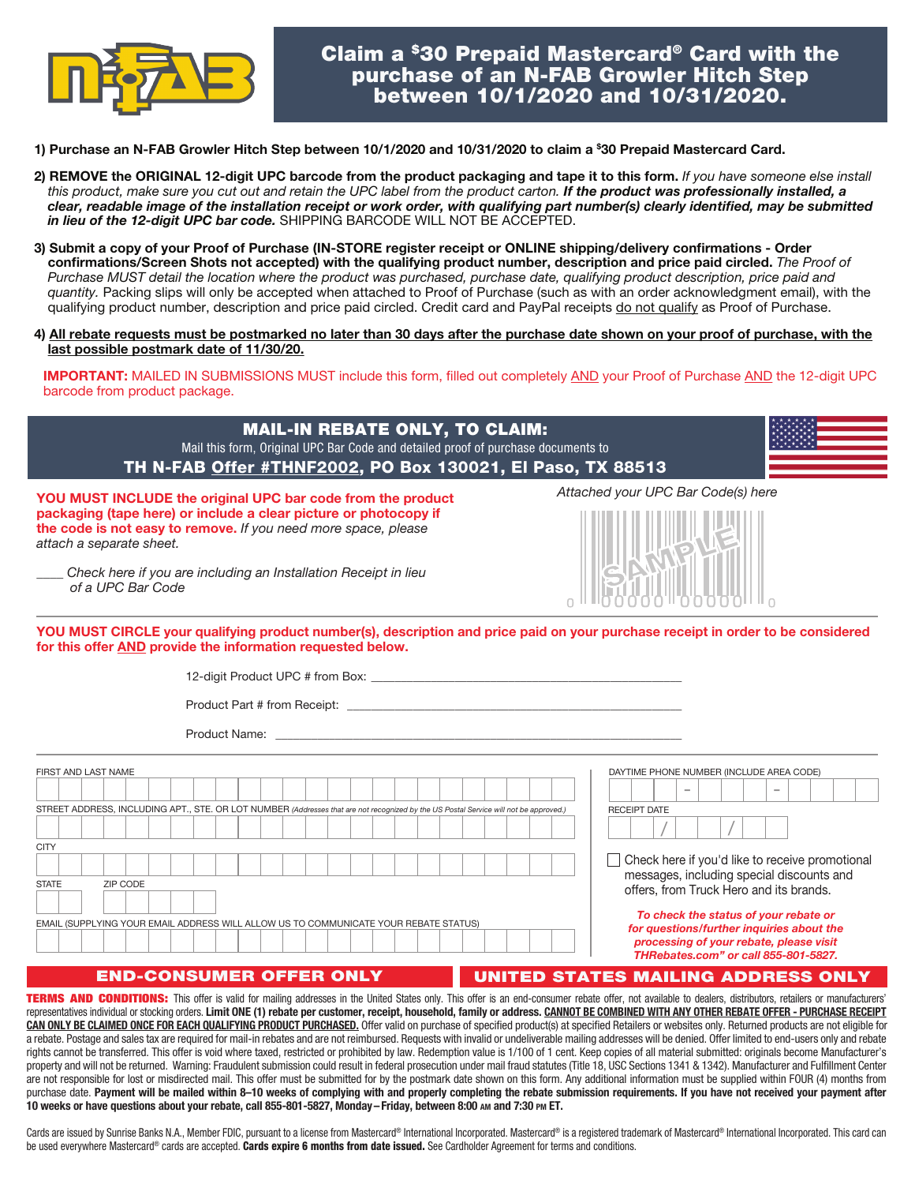# Claim a $30 Prepaid Mastercard® Card with the purchase of an N-FAB Growler Hitch Step between 10/1/2020 and 10/31/2020.

1) **Purchase an N-FAB Growler Hitch Step between 10/1/2020 and 10/31/2020 to claim a $30 Prepaid Mastercard Card.**

2) **REMOVE the ORIGINAL 12-digit UPC barcode from the product packaging and tape it to this form.** *If you have someone else install this product, make sure you cut out and retain the UPC label from the product carton.* ***If the product was professionally installed, a clear, readable image of the installation receipt or work order, with qualifying part number(s) clearly identified, may be submitted in lieu of the 12-digit UPC bar code.*** SHIPPING BARCODE WILL NOT BE ACCEPTED.

3) **Submit a copy of your Proof of Purchase (IN-STORE register receipt or ONLINE shipping/delivery confirmations - Order confirmations/Screen Shots not accepted) with the qualifying product number, description and price paid circled.** *The Proof of Purchase MUST detail the location where the product was purchased, purchase date, qualifying product description, price paid and quantity.* Packing slips will only be accepted when attached to Proof of Purchase (such as with an order acknowledgment email), with the qualifying product number, description and price paid circled. Credit card and PayPal receipts do not qualify as Proof of Purchase.

4) **All rebate requests must be postmarked no later than 30 days after the purchase date shown on your proof of purchase, with the last possible postmark date of 11/30/20.**

**IMPORTANT:** MAILED IN SUBMISSIONS MUST include this form, filled out completely AND your Proof of Purchase AND the 12-digit UPC barcode from product package.

## MAIL-IN REBATE ONLY, TO CLAIM:

Mail this form, Original UPC Bar Code and detailed proof of purchase documents to

**TH N-FAB Offer #THNF2002, PO Box 130021, El Paso, TX 88513**

**YOU MUST INCLUDE the original UPC bar code from the product packaging (tape here) or include a clear picture or photocopy if the code is not easy to remove.** *If you need more space, please attach a separate sheet.*

____ *Check here if you are including an Installation Receipt in lieu of a UPC Bar Code*

*Attached your UPC Bar Code(s) here*

SAMPLE

**YOU MUST CIRCLE your qualifying product number(s), description and price paid on your purchase receipt in order to be considered for this offer AND provide the information requested below.**

12-digit Product UPC # from Box: ______________________________

Product Part # from Receipt: ______________________________

Product Name: ______________________________

FIRST AND LAST NAME

STREET ADDRESS, INCLUDING APT., STE. OR LOT NUMBER (Addresses that are not recognized by the US Postal Service will not be approved.)

CITY

STATE | ZIP CODE

EMAIL (SUPPLYING YOUR EMAIL ADDRESS WILL ALLOW US TO COMMUNICATE YOUR REBATE STATUS)

DAYTIME PHONE NUMBER (INCLUDE AREA CODE)

RECEIPT DATE

☐ Check here if you'd like to receive promotional messages, including special discounts and offers, from Truck Hero and its brands.

***To check the status of your rebate or for questions/further inquiries about the processing of your rebate, please visit THRebates.com" or call 855-801-5827.***

**END-CONSUMER OFFER ONLY** | **UNITED STATES MAILING ADDRESS ONLY**

**TERMS AND CONDITIONS:** This offer is valid for mailing addresses in the United States only. This offer is an end-consumer rebate offer, not available to dealers, distributors, retailers or manufacturers' representatives individual or stocking orders. **Limit ONE (1) rebate per customer, receipt, household, family or address. CANNOT BE COMBINED WITH ANY OTHER REBATE OFFER - PURCHASE RECEIPT CAN ONLY BE CLAIMED ONCE FOR EACH QUALIFYING PRODUCT PURCHASED.** Offer valid on purchase of specified product(s) at specified Retailers or websites only. Returned products are not eligible for a rebate. Postage and sales tax are required for mail-in rebates and are not reimbursed. Requests with invalid or undeliverable mailing addresses will be denied. Offer limited to end-users only and rebate rights cannot be transferred. This offer is void where taxed, restricted or prohibited by law. Redemption value is 1/100 of 1 cent. Keep copies of all material submitted: originals become Manufacturer's property and will not be returned. Warning: Fraudulent submission could result in federal prosecution under mail fraud statutes (Title 18, USC Sections 1341 & 1342). Manufacturer and Fulfillment Center are not responsible for lost or misdirected mail. This offer must be submitted for by the postmark date shown on this form. Any additional information must be supplied within FOUR (4) months from purchase date. **Payment will be mailed within 8–10 weeks of complying with and properly completing the rebate submission requirements. If you have not received your payment after 10 weeks or have questions about your rebate, call 855-801-5827, Monday – Friday, between 8:00 AM and 7:30 PM ET.**

Cards are issued by Sunrise Banks N.A., Member FDIC, pursuant to a license from Mastercard® International Incorporated. Mastercard® is a registered trademark of Mastercard® International Incorporated. This card can be used everywhere Mastercard® cards are accepted. **Cards expire 6 months from date issued.** See Cardholder Agreement for terms and conditions.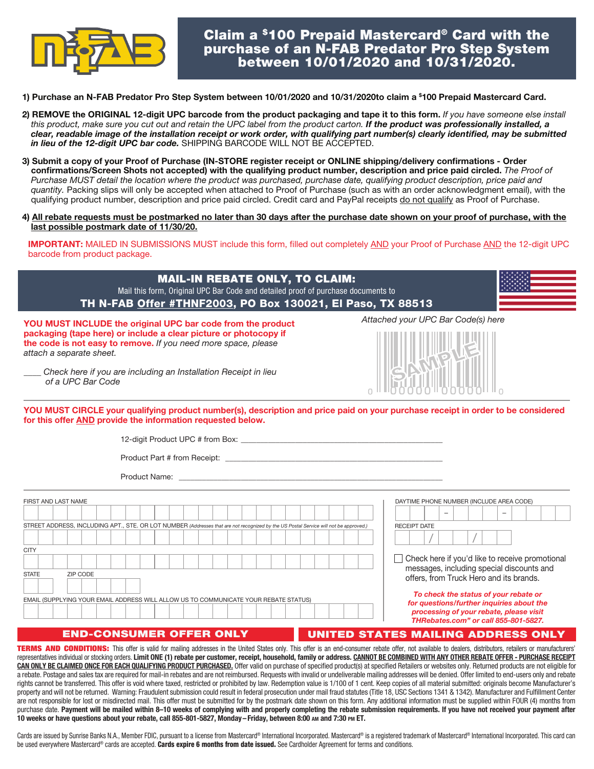# Claim a $100 Prepaid Mastercard® Card with the purchase of an N-FAB Predator Pro Step System between 10/01/2020 and 10/31/2020.

1) **Purchase an N-FAB Predator Pro Step System between 10/01/2020 and 10/31/2020to claim a $100 Prepaid Mastercard Card.**

2) **REMOVE the ORIGINAL 12-digit UPC barcode from the product packaging and tape it to this form.** *If you have someone else install this product, make sure you cut out and retain the UPC label from the product carton.* ***If the product was professionally installed, a clear, readable image of the installation receipt or work order, with qualifying part number(s) clearly identified, may be submitted in lieu of the 12-digit UPC bar code.*** SHIPPING BARCODE WILL NOT BE ACCEPTED.

3) **Submit a copy of your Proof of Purchase (IN-STORE register receipt or ONLINE shipping/delivery confirmations - Order confirmations/Screen Shots not accepted) with the qualifying product number, description and price paid circled.** *The Proof of Purchase MUST detail the location where the product was purchased, purchase date, qualifying product description, price paid and quantity.* Packing slips will only be accepted when attached to Proof of Purchase (such as with an order acknowledgment email), with the qualifying product number, description and price paid circled. Credit card and PayPal receipts do not qualify as Proof of Purchase.

4) **All rebate requests must be postmarked no later than 30 days after the purchase date shown on your proof of purchase, with the last possible postmark date of 11/30/20.**

**IMPORTANT:** MAILED IN SUBMISSIONS MUST include this form, filled out completely AND your Proof of Purchase AND the 12-digit UPC barcode from product package.

## MAIL-IN REBATE ONLY, TO CLAIM:

Mail this form, Original UPC Bar Code and detailed proof of purchase documents to

**TH N-FAB Offer #THNF2003, PO Box 130021, El Paso, TX 88513**

**YOU MUST INCLUDE the original UPC bar code from the product packaging (tape here) or include a clear picture or photocopy if the code is not easy to remove.** *If you need more space, please attach a separate sheet.*

*Attached your UPC Bar Code(s) here*

____ *Check here if you are including an Installation Receipt in lieu of a UPC Bar Code*

**YOU MUST CIRCLE your qualifying product number(s), description and price paid on your purchase receipt in order to be considered for this offer AND provide the information requested below.**

12-digit Product UPC # from Box: ______________________________

Product Part # from Receipt: ______________________________

Product Name: ______________________________

FIRST AND LAST NAME

STREET ADDRESS, INCLUDING APT., STE. OR LOT NUMBER (Addresses that are not recognized by the US Postal Service will not be approved.)

CITY

STATE    ZIP CODE

EMAIL (SUPPLYING YOUR EMAIL ADDRESS WILL ALLOW US TO COMMUNICATE YOUR REBATE STATUS)

DAYTIME PHONE NUMBER (INCLUDE AREA CODE)

RECEIPT DATE

☐ Check here if you'd like to receive promotional messages, including special discounts and offers, from Truck Hero and its brands.

***To check the status of your rebate or for questions/further inquiries about the processing of your rebate, please visit THRebates.com" or call 855-801-5827.***

**END-CONSUMER OFFER ONLY**    **UNITED STATES MAILING ADDRESS ONLY**

**TERMS AND CONDITIONS:** This offer is valid for mailing addresses in the United States only. This offer is an end-consumer rebate offer, not available to dealers, distributors, retailers or manufacturers' representatives individual or stocking orders. **Limit ONE (1) rebate per customer, receipt, household, family or address. CANNOT BE COMBINED WITH ANY OTHER REBATE OFFER - PURCHASE RECEIPT CAN ONLY BE CLAIMED ONCE FOR EACH QUALIFYING PRODUCT PURCHASED.** Offer valid on purchase of specified product(s) at specified Retailers or websites only. Returned products are not eligible for a rebate. Postage and sales tax are required for mail-in rebates and are not reimbursed. Requests with invalid or undeliverable mailing addresses will be denied. Offer limited to end-users only and rebate rights cannot be transferred. This offer is void where taxed, restricted or prohibited by law. Redemption value is 1/100 of 1 cent. Keep copies of all material submitted: originals become Manufacturer's property and will not be returned. Warning: Fraudulent submission could result in federal prosecution under mail fraud statutes (Title 18, USC Sections 1341 & 1342). Manufacturer and Fulfillment Center are not responsible for lost or misdirected mail. This offer must be submitted for by the postmark date shown on this form. Any additional information must be supplied within FOUR (4) months from purchase date. **Payment will be mailed within 8–10 weeks of complying with and properly completing the rebate submission requirements. If you have not received your payment after 10 weeks or have questions about your rebate, call 855-801-5827, Monday – Friday, between 8:00 AM and 7:30 PM ET.**

Cards are issued by Sunrise Banks N.A., Member FDIC, pursuant to a license from Mastercard® International Incorporated. Mastercard® is a registered trademark of Mastercard® International Incorporated. This card can be used everywhere Mastercard® cards are accepted. **Cards expire 6 months from date issued.** See Cardholder Agreement for terms and conditions.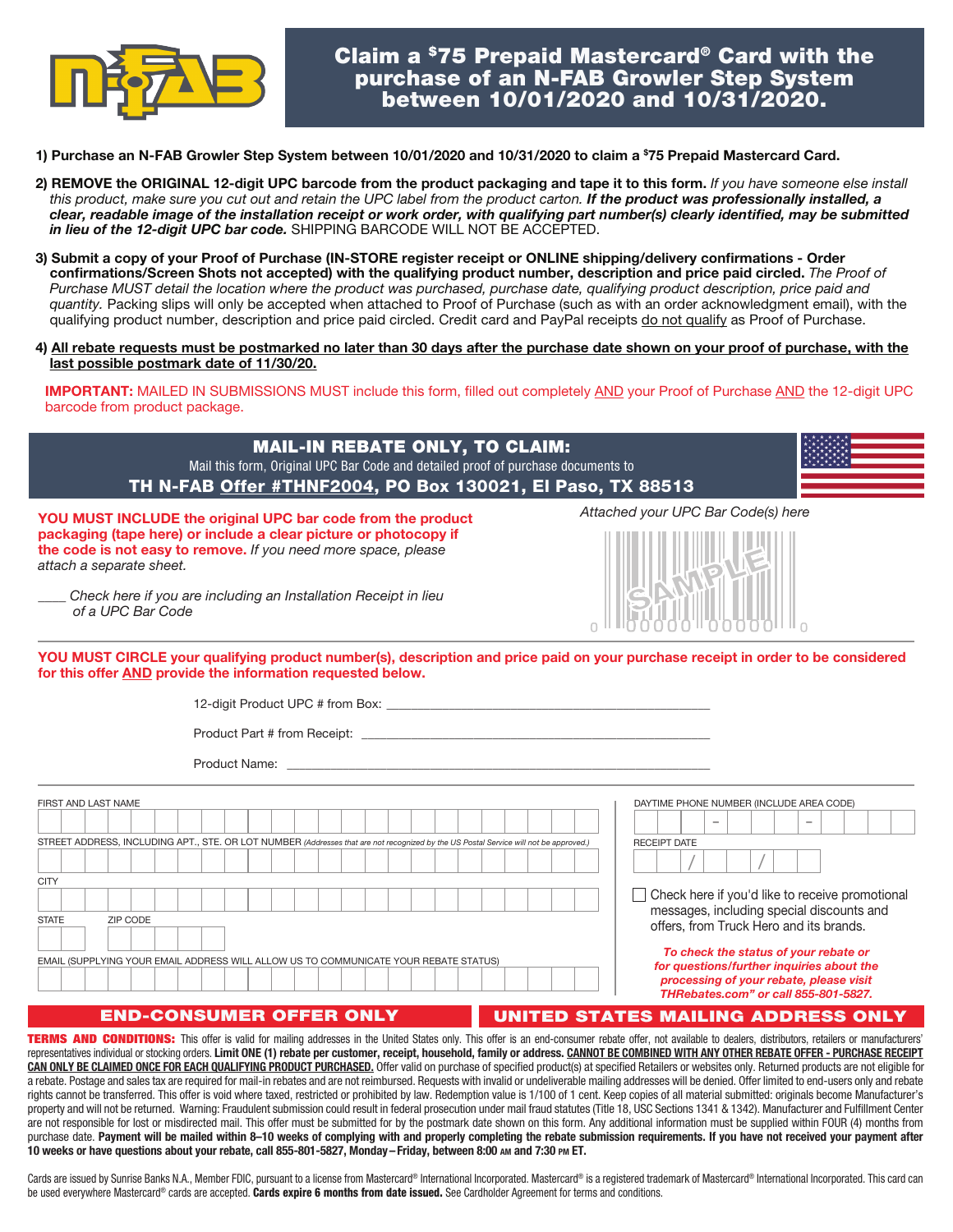# Claim a $75 Prepaid Mastercard® Card with the purchase of an N-FAB Growler Step System between 10/01/2020 and 10/31/2020.

**1) Purchase an N-FAB Growler Step System between 10/01/2020 and 10/31/2020 to claim a $75 Prepaid Mastercard Card.**

**2) REMOVE the ORIGINAL 12-digit UPC barcode from the product packaging and tape it to this form.** *If you have someone else install this product, make sure you cut out and retain the UPC label from the product carton.* ***If the product was professionally installed, a clear, readable image of the installation receipt or work order, with qualifying part number(s) clearly identified, may be submitted in lieu of the 12-digit UPC bar code.*** SHIPPING BARCODE WILL NOT BE ACCEPTED.

**3) Submit a copy of your Proof of Purchase (IN-STORE register receipt or ONLINE shipping/delivery confirmations - Order confirmations/Screen Shots not accepted) with the qualifying product number, description and price paid circled.** *The Proof of Purchase MUST detail the location where the product was purchased, purchase date, qualifying product description, price paid and quantity.* Packing slips will only be accepted when attached to Proof of Purchase (such as with an order acknowledgment email), with the qualifying product number, description and price paid circled. Credit card and PayPal receipts do not qualify as Proof of Purchase.

**4) All rebate requests must be postmarked no later than 30 days after the purchase date shown on your proof of purchase, with the last possible postmark date of 11/30/20.**

**IMPORTANT:** MAILED IN SUBMISSIONS MUST include this form, filled out completely AND your Proof of Purchase AND the 12-digit UPC barcode from product package.

## MAIL-IN REBATE ONLY, TO CLAIM:

Mail this form, Original UPC Bar Code and detailed proof of purchase documents to

**TH N-FAB Offer #THNF2004, PO Box 130021, El Paso, TX 88513**

**YOU MUST INCLUDE the original UPC bar code from the product packaging (tape here) or include a clear picture or photocopy if the code is not easy to remove.** *If you need more space, please attach a separate sheet.*

____ *Check here if you are including an Installation Receipt in lieu of a UPC Bar Code*

*Attached your UPC Bar Code(s) here*

SAMPLE

0 00000 00000 0

**YOU MUST CIRCLE your qualifying product number(s), description and price paid on your purchase receipt in order to be considered for this offer AND provide the information requested below.**

12-digit Product UPC # from Box: ______________________________

Product Part # from Receipt: ______________________________

Product Name: ______________________________

FIRST AND LAST NAME

STREET ADDRESS, INCLUDING APT., STE. OR LOT NUMBER (Addresses that are not recognized by the US Postal Service will not be approved.)

CITY

STATE  ZIP CODE

EMAIL (SUPPLYING YOUR EMAIL ADDRESS WILL ALLOW US TO COMMUNICATE YOUR REBATE STATUS)

DAYTIME PHONE NUMBER (INCLUDE AREA CODE)

RECEIPT DATE

☐ Check here if you'd like to receive promotional messages, including special discounts and offers, from Truck Hero and its brands.

***To check the status of your rebate or for questions/further inquiries about the processing of your rebate, please visit THRebates.com" or call 855-801-5827.***

**END-CONSUMER OFFER ONLY** | **UNITED STATES MAILING ADDRESS ONLY**

**TERMS AND CONDITIONS:** This offer is valid for mailing addresses in the United States only. This offer is an end-consumer rebate offer, not available to dealers, distributors, retailers or manufacturers' representatives individual or stocking orders. **Limit ONE (1) rebate per customer, receipt, household, family or address. CANNOT BE COMBINED WITH ANY OTHER REBATE OFFER - PURCHASE RECEIPT CAN ONLY BE CLAIMED ONCE FOR EACH QUALIFYING PRODUCT PURCHASED.** Offer valid on purchase of specified product(s) at specified Retailers or websites only. Returned products are not eligible for a rebate. Postage and sales tax are required for mail-in rebates and are not reimbursed. Requests with invalid or undeliverable mailing addresses will be denied. Offer limited to end-users only and rebate rights cannot be transferred. This offer is void where taxed, restricted or prohibited by law. Redemption value is 1/100 of 1 cent. Keep copies of all material submitted: originals become Manufacturer's property and will not be returned. Warning: Fraudulent submission could result in federal prosecution under mail fraud statutes (Title 18, USC Sections 1341 & 1342). Manufacturer and Fulfillment Center are not responsible for lost or misdirected mail. This offer must be submitted for by the postmark date shown on this form. Any additional information must be supplied within FOUR (4) months from purchase date. **Payment will be mailed within 8–10 weeks of complying with and properly completing the rebate submission requirements. If you have not received your payment after 10 weeks or have questions about your rebate, call 855-801-5827, Monday–Friday, between 8:00 AM and 7:30 PM ET.**

Cards are issued by Sunrise Banks N.A., Member FDIC, pursuant to a license from Mastercard® International Incorporated. Mastercard® is a registered trademark of Mastercard® International Incorporated. This card can be used everywhere Mastercard® cards are accepted. **Cards expire 6 months from date issued.** See Cardholder Agreement for terms and conditions.